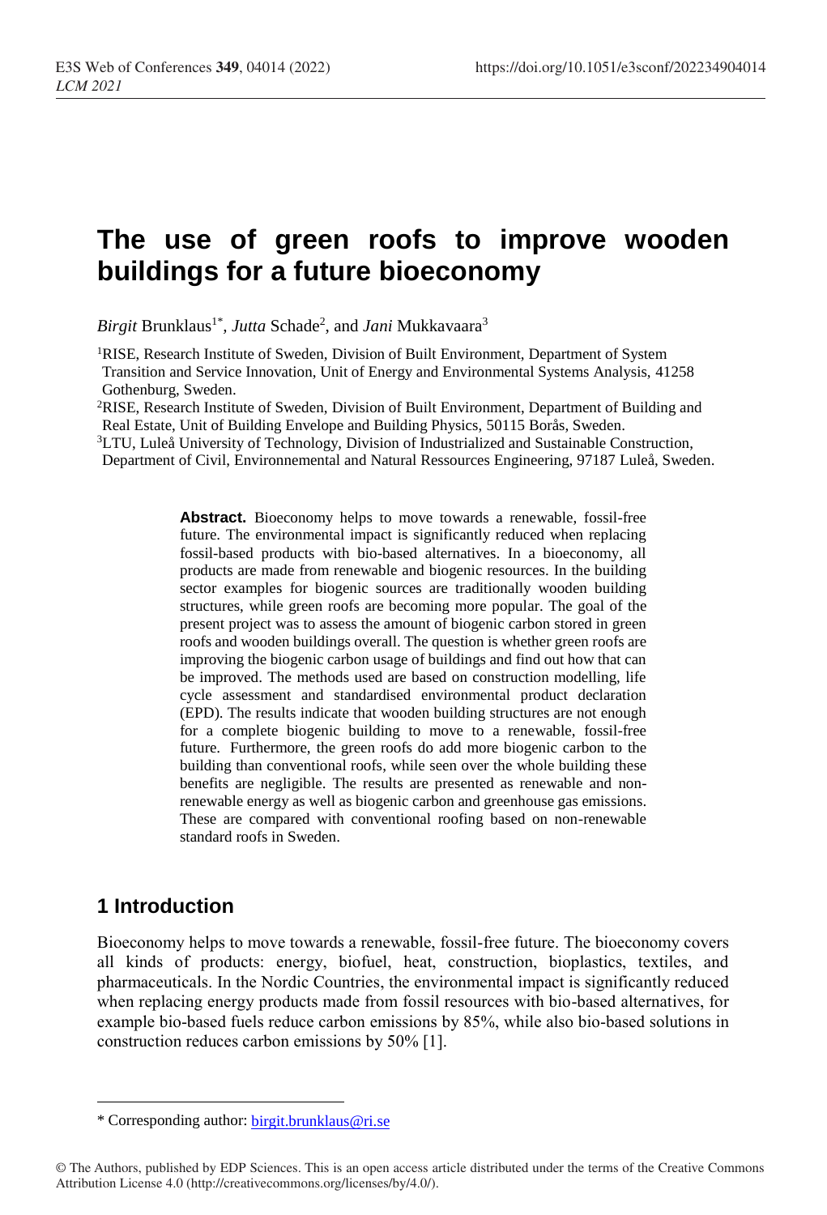# The use of green roofs to improve wooden buildings for a future bioeconomy

*Birgit* Brunklaus[1*], *Jutta* Schade[2], and *Jani* Mukkavaara[3]

[1]RISE, Research Institute of Sweden, Division of Built Environment, Department of System Transition and Service Innovation, Unit of Energy and Environmental Systems Analysis, 41258 Gothenburg, Sweden.

[2]RISE, Research Institute of Sweden, Division of Built Environment, Department of Building and Real Estate, Unit of Building Envelope and Building Physics, 50115 Borås, Sweden.

[3]LTU, Luleå University of Technology, Division of Industrialized and Sustainable Construction, Department of Civil, Environnemental and Natural Ressources Engineering, 97187 Luleå, Sweden.

**Abstract.** Bioeconomy helps to move towards a renewable, fossil-free future. The environmental impact is significantly reduced when replacing fossil-based products with bio-based alternatives. In a bioeconomy, all products are made from renewable and biogenic resources. In the building sector examples for biogenic sources are traditionally wooden building structures, while green roofs are becoming more popular. The goal of the present project was to assess the amount of biogenic carbon stored in green roofs and wooden buildings overall. The question is whether green roofs are improving the biogenic carbon usage of buildings and find out how that can be improved. The methods used are based on construction modelling, life cycle assessment and standardised environmental product declaration (EPD). The results indicate that wooden building structures are not enough for a complete biogenic building to move to a renewable, fossil-free future. Furthermore, the green roofs do add more biogenic carbon to the building than conventional roofs, while seen over the whole building these benefits are negligible. The results are presented as renewable and non-renewable energy as well as biogenic carbon and greenhouse gas emissions. These are compared with conventional roofing based on non-renewable standard roofs in Sweden.

## 1 Introduction

Bioeconomy helps to move towards a renewable, fossil-free future. The bioeconomy covers all kinds of products: energy, biofuel, heat, construction, bioplastics, textiles, and pharmaceuticals. In the Nordic Countries, the environmental impact is significantly reduced when replacing energy products made from fossil resources with bio-based alternatives, for example bio-based fuels reduce carbon emissions by 85%, while also bio-based solutions in construction reduces carbon emissions by 50% [1].

* Corresponding author: birgit.brunklaus@ri.se

© The Authors, published by EDP Sciences. This is an open access article distributed under the terms of the Creative Commons Attribution License 4.0 (http://creativecommons.org/licenses/by/4.0/).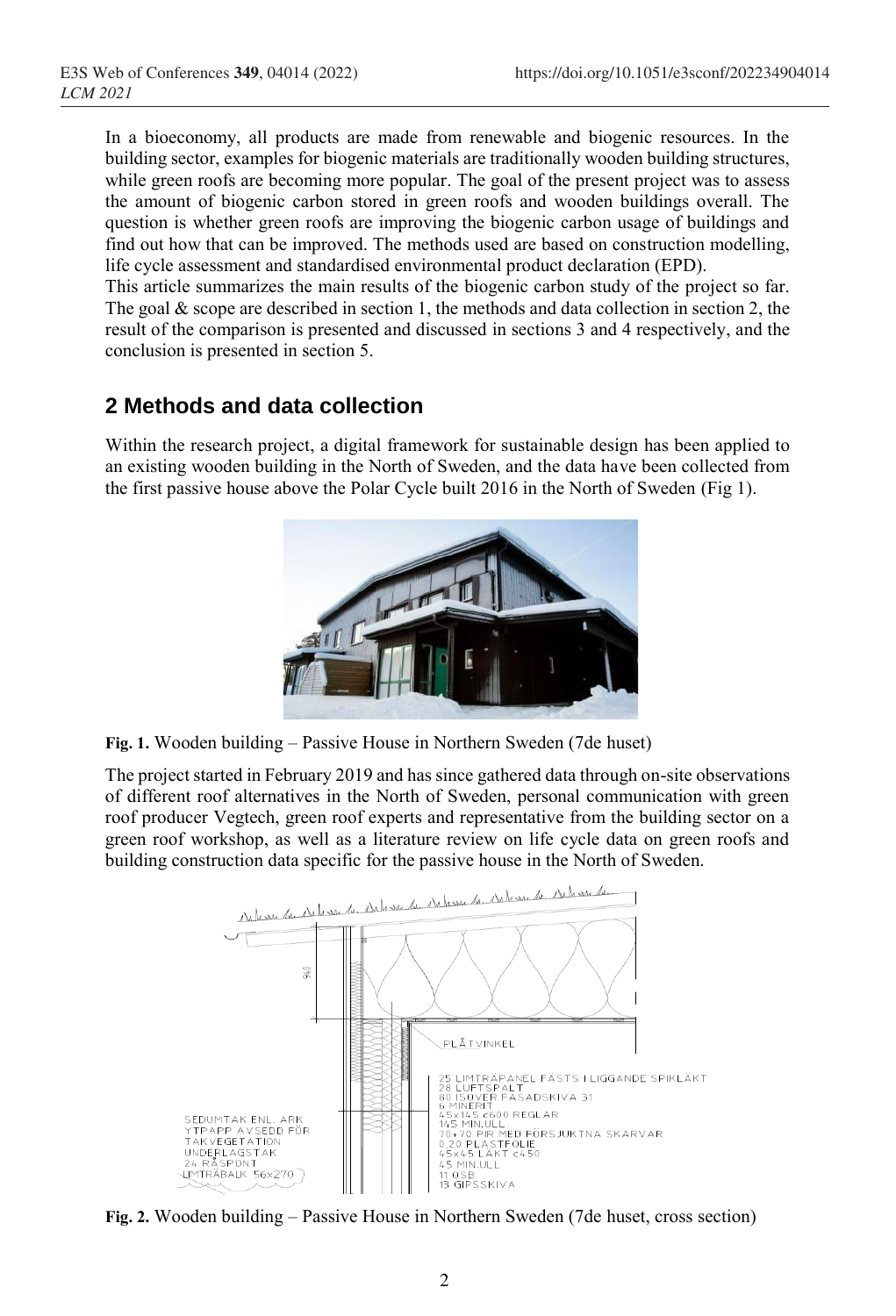In a bioeconomy, all products are made from renewable and biogenic resources. In the building sector, examples for biogenic materials are traditionally wooden building structures, while green roofs are becoming more popular. The goal of the present project was to assess the amount of biogenic carbon stored in green roofs and wooden buildings overall. The question is whether green roofs are improving the biogenic carbon usage of buildings and find out how that can be improved. The methods used are based on construction modelling, life cycle assessment and standardised environmental product declaration (EPD).

This article summarizes the main results of the biogenic carbon study of the project so far. The goal & scope are described in section 1, the methods and data collection in section 2, the result of the comparison is presented and discussed in sections 3 and 4 respectively, and the conclusion is presented in section 5.

## 2 Methods and data collection

Within the research project, a digital framework for sustainable design has been applied to an existing wooden building in the North of Sweden, and the data have been collected from the first passive house above the Polar Cycle built 2016 in the North of Sweden (Fig 1).

**Fig. 1.** Wooden building – Passive House in Northern Sweden (7de huset)

The project started in February 2019 and has since gathered data through on-site observations of different roof alternatives in the North of Sweden, personal communication with green roof producer Vegtech, green roof experts and representative from the building sector on a green roof workshop, as well as a literature review on life cycle data on green roofs and building construction data specific for the passive house in the North of Sweden.

**Fig. 2.** Wooden building – Passive House in Northern Sweden (7de huset, cross section)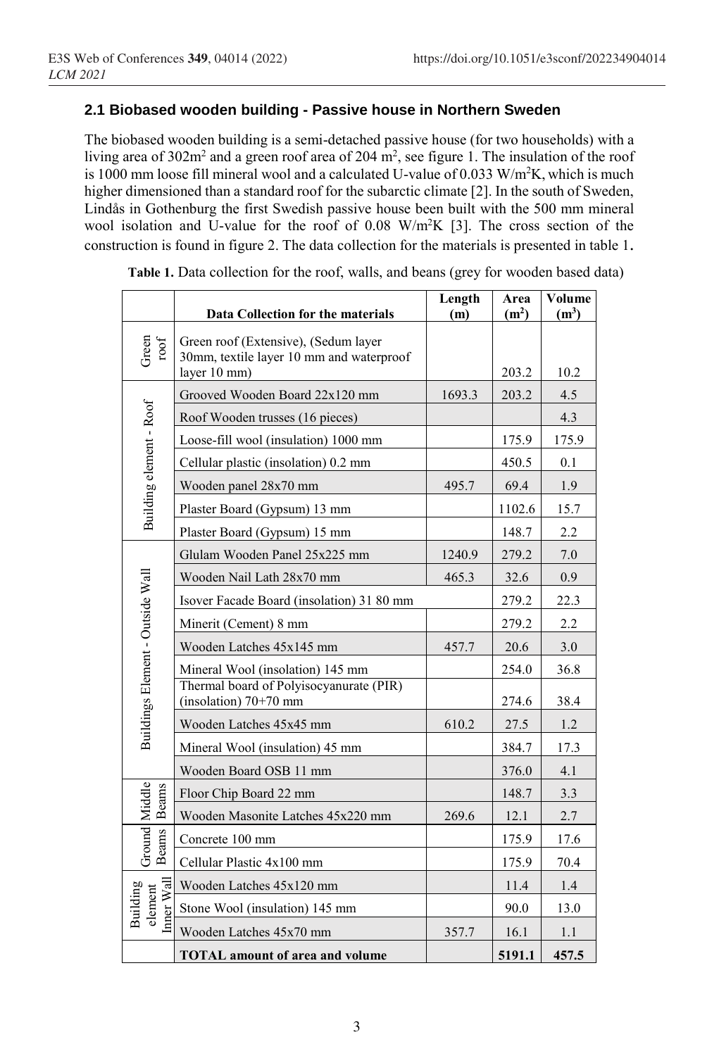## 2.1 Biobased wooden building - Passive house in Northern Sweden

The biobased wooden building is a semi-detached passive house (for two households) with a living area of 302m$^2$ and a green roof area of 204 m$^2$, see figure 1. The insulation of the roof is 1000 mm loose fill mineral wool and a calculated U-value of 0.033 W/m$^2$K, which is much higher dimensioned than a standard roof for the subarctic climate [2]. In the south of Sweden, Lindås in Gothenburg the first Swedish passive house been built with the 500 mm mineral wool isolation and U-value for the roof of 0.08 W/m$^2$K [3]. The cross section of the construction is found in figure 2. The data collection for the materials is presented in table 1.

**Table 1.** Data collection for the roof, walls, and beans (grey for wooden based data)

| | Data Collection for the materials | Length (m) | Area (m$^2$) | Volume (m$^3$) |
|---|---|---|---|---|
| Green roof | Green roof (Extensive), (Sedum layer 30mm, textile layer 10 mm and waterproof layer 10 mm) | | 203.2 | 10.2 |
| Building element - Roof | Grooved Wooden Board 22x120 mm | 1693.3 | 203.2 | 4.5 |
| | Roof Wooden trusses (16 pieces) | | | 4.3 |
| | Loose-fill wool (insulation) 1000 mm | | 175.9 | 175.9 |
| | Cellular plastic (insolation) 0.2 mm | | 450.5 | 0.1 |
| | Wooden panel 28x70 mm | 495.7 | 69.4 | 1.9 |
| | Plaster Board (Gypsum) 13 mm | | 1102.6 | 15.7 |
| | Plaster Board (Gypsum) 15 mm | | 148.7 | 2.2 |
| Buildings Element - Outside Wall | Glulam Wooden Panel 25x225 mm | 1240.9 | 279.2 | 7.0 |
| | Wooden Nail Lath 28x70 mm | 465.3 | 32.6 | 0.9 |
| | Isover Facade Board (insolation) 31 80 mm | | 279.2 | 22.3 |
| | Minerit (Cement) 8 mm | | 279.2 | 2.2 |
| | Wooden Latches 45x145 mm | 457.7 | 20.6 | 3.0 |
| | Mineral Wool (insolation) 145 mm | | 254.0 | 36.8 |
| | Thermal board of Polyisocyanurate (PIR) (insolation) 70+70 mm | | 274.6 | 38.4 |
| | Wooden Latches 45x45 mm | 610.2 | 27.5 | 1.2 |
| | Mineral Wool (insulation) 45 mm | | 384.7 | 17.3 |
| | Wooden Board OSB 11 mm | | 376.0 | 4.1 |
| Middle Beams | Floor Chip Board 22 mm | | 148.7 | 3.3 |
| | Wooden Masonite Latches 45x220 mm | 269.6 | 12.1 | 2.7 |
| Ground Beams | Concrete 100 mm | | 175.9 | 17.6 |
| | Cellular Plastic 4x100 mm | | 175.9 | 70.4 |
| Building element Inner Wall | Wooden Latches 45x120 mm | | 11.4 | 1.4 |
| | Stone Wool (insulation) 145 mm | | 90.0 | 13.0 |
| | Wooden Latches 45x70 mm | 357.7 | 16.1 | 1.1 |
| | **TOTAL amount of area and volume** | | **5191.1** | **457.5** |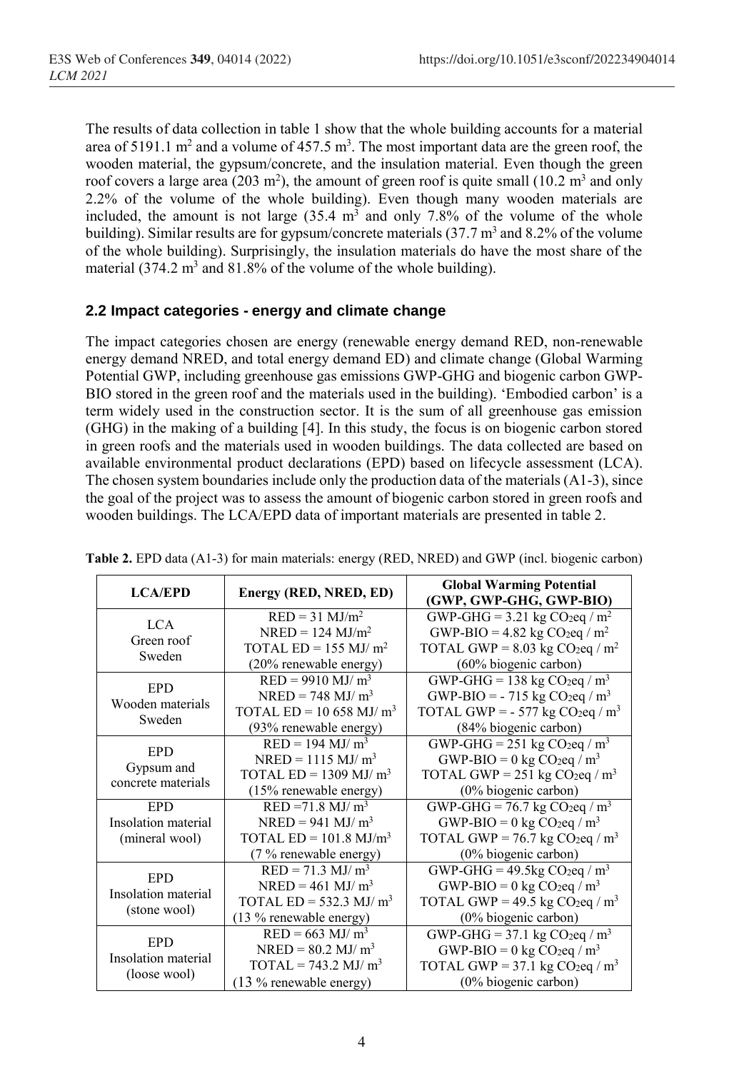The results of data collection in table 1 show that the whole building accounts for a material area of 5191.1 $m^2$ and a volume of 457.5 $m^3$. The most important data are the green roof, the wooden material, the gypsum/concrete, and the insulation material. Even though the green roof covers a large area (203 $m^2$), the amount of green roof is quite small (10.2 $m^3$ and only 2.2% of the volume of the whole building). Even though many wooden materials are included, the amount is not large (35.4 $m^3$ and only 7.8% of the volume of the whole building). Similar results are for gypsum/concrete materials (37.7 $m^3$ and 8.2% of the volume of the whole building). Surprisingly, the insulation materials do have the most share of the material (374.2 $m^3$ and 81.8% of the volume of the whole building).

## 2.2 Impact categories - energy and climate change

The impact categories chosen are energy (renewable energy demand RED, non-renewable energy demand NRED, and total energy demand ED) and climate change (Global Warming Potential GWP, including greenhouse gas emissions GWP-GHG and biogenic carbon GWP-BIO stored in the green roof and the materials used in the building). 'Embodied carbon' is a term widely used in the construction sector. It is the sum of all greenhouse gas emission (GHG) in the making of a building [4]. In this study, the focus is on biogenic carbon stored in green roofs and the materials used in wooden buildings. The data collected are based on available environmental product declarations (EPD) based on lifecycle assessment (LCA). The chosen system boundaries include only the production data of the materials (A1-3), since the goal of the project was to assess the amount of biogenic carbon stored in green roofs and wooden buildings. The LCA/EPD data of important materials are presented in table 2.

**Table 2.** EPD data (A1-3) for main materials: energy (RED, NRED) and GWP (incl. biogenic carbon)

| LCA/EPD | Energy (RED, NRED, ED) | Global Warming Potential (GWP, GWP-GHG, GWP-BIO) |
|---|---|---|
| LCA<br>Green roof<br>Sweden | RED = 31 MJ/$m^2$<br>NRED = 124 MJ/$m^2$<br>TOTAL ED = 155 MJ/ $m^2$<br>(20% renewable energy) | GWP-GHG = 3.21 kg $CO_2$eq / $m^2$<br>GWP-BIO = 4.82 kg $CO_2$eq / $m^2$<br>TOTAL GWP = 8.03 kg $CO_2$eq / $m^2$<br>(60% biogenic carbon) |
| EPD<br>Wooden materials<br>Sweden | RED = 9910 MJ/ $m^3$<br>NRED = 748 MJ/ $m^3$<br>TOTAL ED = 10 658 MJ/ $m^3$<br>(93% renewable energy) | GWP-GHG = 138 kg $CO_2$eq / $m^3$<br>GWP-BIO = - 715 kg $CO_2$eq / $m^3$<br>TOTAL GWP = - 577 kg $CO_2$eq / $m^3$<br>(84% biogenic carbon) |
| EPD<br>Gypsum and concrete materials | RED = 194 MJ/ $m^3$<br>NRED = 1115 MJ/ $m^3$<br>TOTAL ED = 1309 MJ/ $m^3$<br>(15% renewable energy) | GWP-GHG = 251 kg $CO_2$eq / $m^3$<br>GWP-BIO = 0 kg $CO_2$eq / $m^3$<br>TOTAL GWP = 251 kg $CO_2$eq / $m^3$<br>(0% biogenic carbon) |
| EPD<br>Insolation material<br>(mineral wool) | RED =71.8 MJ/ $m^3$<br>NRED = 941 MJ/ $m^3$<br>TOTAL ED = 101.8 MJ/$m^3$<br>(7 % renewable energy) | GWP-GHG = 76.7 kg $CO_2$eq / $m^3$<br>GWP-BIO = 0 kg $CO_2$eq / $m^3$<br>TOTAL GWP = 76.7 kg $CO_2$eq / $m^3$<br>(0% biogenic carbon) |
| EPD<br>Insolation material<br>(stone wool) | RED = 71.3 MJ/ $m^3$<br>NRED = 461 MJ/ $m^3$<br>TOTAL ED = 532.3 MJ/ $m^3$<br>(13 % renewable energy) | GWP-GHG = 49.5kg $CO_2$eq / $m^3$<br>GWP-BIO = 0 kg $CO_2$eq / $m^3$<br>TOTAL GWP = 49.5 kg $CO_2$eq / $m^3$<br>(0% biogenic carbon) |
| EPD<br>Insolation material<br>(loose wool) | RED = 663 MJ/ $m^3$<br>NRED = 80.2 MJ/ $m^3$<br>TOTAL = 743.2 MJ/ $m^3$<br>(13 % renewable energy) | GWP-GHG = 37.1 kg $CO_2$eq / $m^3$<br>GWP-BIO = 0 kg $CO_2$eq / $m^3$<br>TOTAL GWP = 37.1 kg $CO_2$eq / $m^3$<br>(0% biogenic carbon) |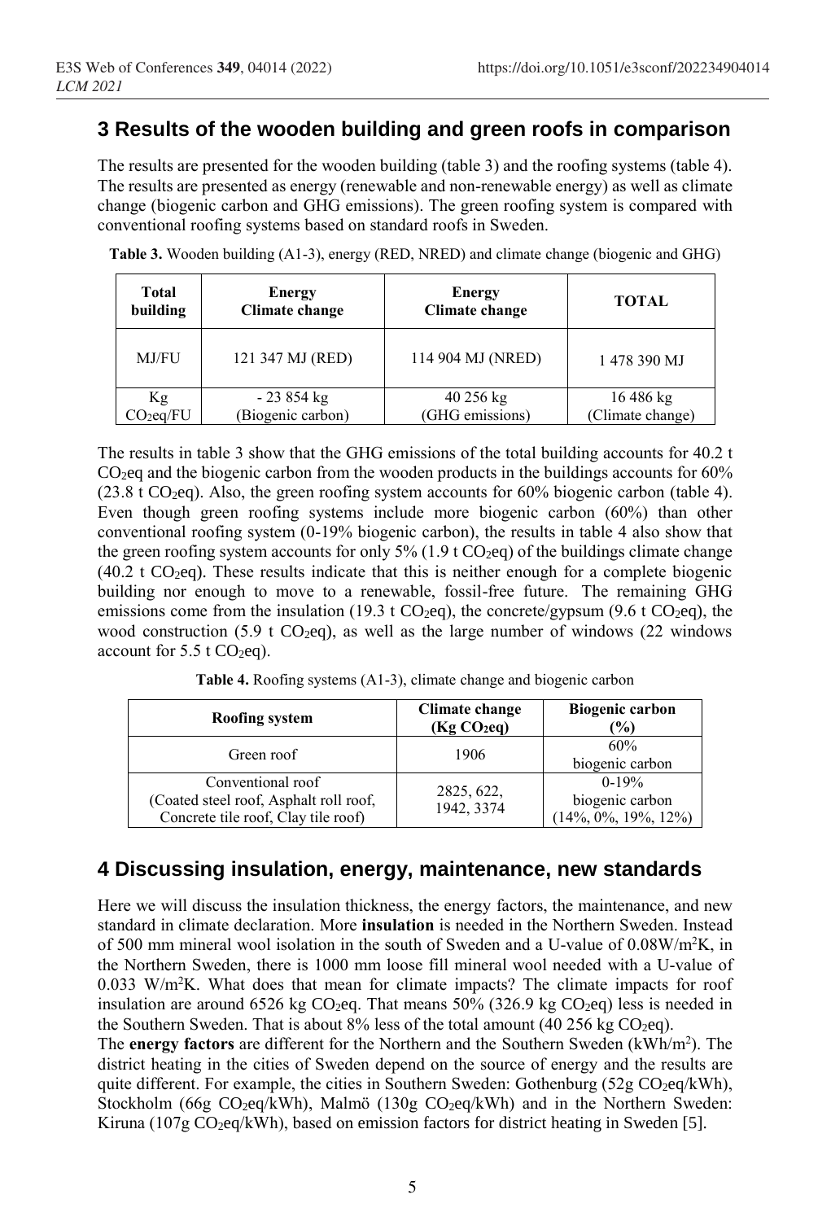## 3 Results of the wooden building and green roofs in comparison

The results are presented for the wooden building (table 3) and the roofing systems (table 4). The results are presented as energy (renewable and non-renewable energy) as well as climate change (biogenic carbon and GHG emissions). The green roofing system is compared with conventional roofing systems based on standard roofs in Sweden.

**Table 3.** Wooden building (A1-3), energy (RED, NRED) and climate change (biogenic and GHG)

| Total building | Energy Climate change | Energy Climate change | TOTAL |
|---|---|---|---|
| MJ/FU | 121 347 MJ (RED) | 114 904 MJ (NRED) | 1 478 390 MJ |
| Kg $CO_2eq$/FU | - 23 854 kg (Biogenic carbon) | 40 256 kg (GHG emissions) | 16 486 kg (Climate change) |

The results in table 3 show that the GHG emissions of the total building accounts for 40.2 t $CO_2eq$ and the biogenic carbon from the wooden products in the buildings accounts for 60% (23.8 t $CO_2eq$). Also, the green roofing system accounts for 60% biogenic carbon (table 4). Even though green roofing systems include more biogenic carbon (60%) than other conventional roofing system (0-19% biogenic carbon), the results in table 4 also show that the green roofing system accounts for only 5% (1.9 t $CO_2eq$) of the buildings climate change (40.2 t $CO_2eq$). These results indicate that this is neither enough for a complete biogenic building nor enough to move to a renewable, fossil-free future. The remaining GHG emissions come from the insulation (19.3 t $CO_2eq$), the concrete/gypsum (9.6 t $CO_2eq$), the wood construction (5.9 t $CO_2eq$), as well as the large number of windows (22 windows account for 5.5 t $CO_2eq$).

**Table 4.** Roofing systems (A1-3), climate change and biogenic carbon

| Roofing system | Climate change (Kg $CO_2eq$) | Biogenic carbon (%) |
|---|---|---|
| Green roof | 1906 | 60% biogenic carbon |
| Conventional roof (Coated steel roof, Asphalt roll roof, Concrete tile roof, Clay tile roof) | 2825, 622, 1942, 3374 | 0-19% biogenic carbon (14%, 0%, 19%, 12%) |

## 4 Discussing insulation, energy, maintenance, new standards

Here we will discuss the insulation thickness, the energy factors, the maintenance, and new standard in climate declaration. More **insulation** is needed in the Northern Sweden. Instead of 500 mm mineral wool isolation in the south of Sweden and a U-value of 0.08W/m$^2$K, in the Northern Sweden, there is 1000 mm loose fill mineral wool needed with a U-value of 0.033 W/m$^2$K. What does that mean for climate impacts? The climate impacts for roof insulation are around 6526 kg $CO_2eq$. That means 50% (326.9 kg $CO_2eq$) less is needed in the Southern Sweden. That is about 8% less of the total amount (40 256 kg $CO_2eq$).

The **energy factors** are different for the Northern and the Southern Sweden (kWh/m$^2$). The district heating in the cities of Sweden depend on the source of energy and the results are quite different. For example, the cities in Southern Sweden: Gothenburg (52g $CO_2eq$/kWh), Stockholm (66g $CO_2eq$/kWh), Malmö (130g $CO_2eq$/kWh) and in the Northern Sweden: Kiruna (107g $CO_2eq$/kWh), based on emission factors for district heating in Sweden [5].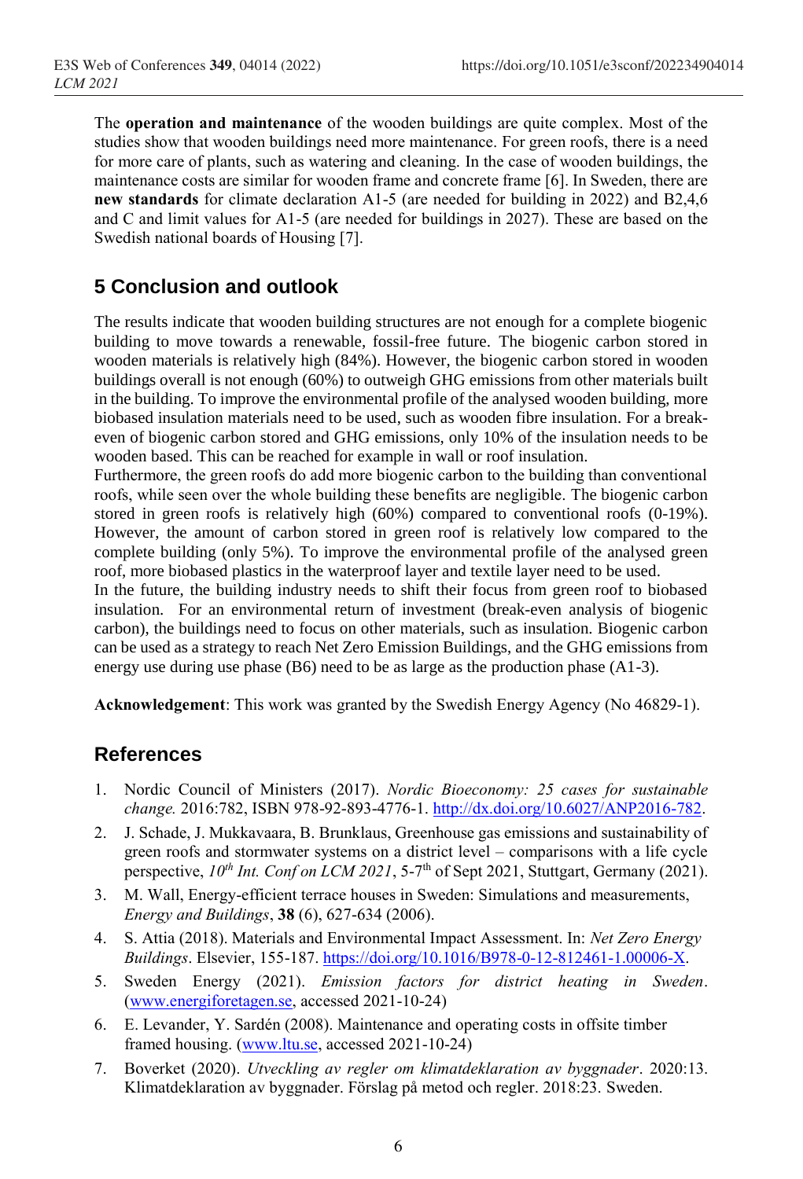The **operation and maintenance** of the wooden buildings are quite complex. Most of the studies show that wooden buildings need more maintenance. For green roofs, there is a need for more care of plants, such as watering and cleaning. In the case of wooden buildings, the maintenance costs are similar for wooden frame and concrete frame [6]. In Sweden, there are **new standards** for climate declaration A1-5 (are needed for building in 2022) and B2,4,6 and C and limit values for A1-5 (are needed for buildings in 2027). These are based on the Swedish national boards of Housing [7].

## 5 Conclusion and outlook

The results indicate that wooden building structures are not enough for a complete biogenic building to move towards a renewable, fossil-free future. The biogenic carbon stored in wooden materials is relatively high (84%). However, the biogenic carbon stored in wooden buildings overall is not enough (60%) to outweigh GHG emissions from other materials built in the building. To improve the environmental profile of the analysed wooden building, more biobased insulation materials need to be used, such as wooden fibre insulation. For a break-even of biogenic carbon stored and GHG emissions, only 10% of the insulation needs to be wooden based. This can be reached for example in wall or roof insulation.

Furthermore, the green roofs do add more biogenic carbon to the building than conventional roofs, while seen over the whole building these benefits are negligible. The biogenic carbon stored in green roofs is relatively high (60%) compared to conventional roofs (0-19%). However, the amount of carbon stored in green roof is relatively low compared to the complete building (only 5%). To improve the environmental profile of the analysed green roof, more biobased plastics in the waterproof layer and textile layer need to be used.

In the future, the building industry needs to shift their focus from green roof to biobased insulation. For an environmental return of investment (break-even analysis of biogenic carbon), the buildings need to focus on other materials, such as insulation. Biogenic carbon can be used as a strategy to reach Net Zero Emission Buildings, and the GHG emissions from energy use during use phase (B6) need to be as large as the production phase (A1-3).

**Acknowledgement**: This work was granted by the Swedish Energy Agency (No 46829-1).

## References

1. Nordic Council of Ministers (2017). *Nordic Bioeconomy: 25 cases for sustainable change.* 2016:782, ISBN 978-92-893-4776-1. http://dx.doi.org/10.6027/ANP2016-782.
2. J. Schade, J. Mukkavaara, B. Brunklaus, Greenhouse gas emissions and sustainability of green roofs and stormwater systems on a district level – comparisons with a life cycle perspective, *10th Int. Conf on LCM 2021*, 5-7th of Sept 2021, Stuttgart, Germany (2021).
3. M. Wall, Energy-efficient terrace houses in Sweden: Simulations and measurements, *Energy and Buildings*, **38** (6), 627-634 (2006).
4. S. Attia (2018). Materials and Environmental Impact Assessment. In: *Net Zero Energy Buildings*. Elsevier, 155-187. https://doi.org/10.1016/B978-0-12-812461-1.00006-X.
5. Sweden Energy (2021). *Emission factors for district heating in Sweden*. (www.energiforetagen.se, accessed 2021-10-24)
6. E. Levander, Y. Sardén (2008). Maintenance and operating costs in offsite timber framed housing. (www.ltu.se, accessed 2021-10-24)
7. Boverket (2020). *Utveckling av regler om klimatdeklaration av byggnader*. 2020:13. Klimatdeklaration av byggnader. Förslag på metod och regler. 2018:23. Sweden.